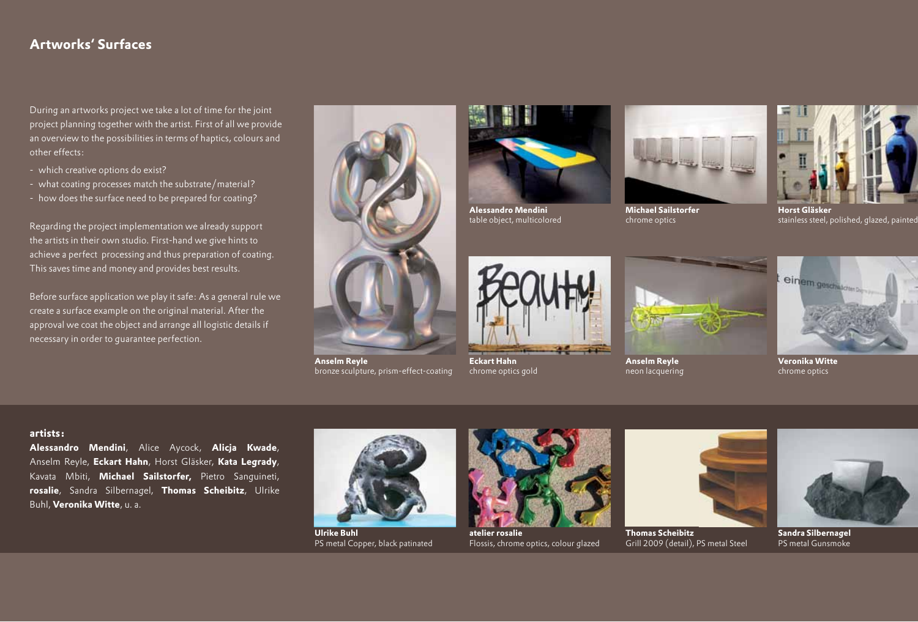## Artworks' Surfaces

During an artworks project we take a lot of time for the joint project planning together with the artist. First of all we provide an overview to the possibilities in terms of haptics, colours and other effects:

- which creative options do exist?
- what coating processes match the substrate/material?
- how does the surface need to be prepared for coating?

Regarding the project implementation we already support the artists in their own studio. First-hand we give hints to achieve a perfect processing and thus preparation of coating. This saves time and money and provides best results.

Before surface application we play it safe: As a general rule we create a surface example on the original material. After the approval we coat the object and arrange all logistic details if necessary in order to guarantee perfection.

**Anselm Reyle**
bronze sculpture, prism-effect-coating

**Alessandro Mendini**
table object, multicolored

**Michael Sailstorfer**
chrome optics

**Horst Gläsker**
stainless steel, polished, glazed, painted

**Eckart Hahn**
chrome optics gold

**Anselm Reyle**
neon lacquering

**Veronika Witte**
chrome optics

**artists:**
**Alessandro Mendini**, Alice Aycock, **Alicja Kwade**, Anselm Reyle, **Eckart Hahn**, Horst Gläsker, **Kata Legrady**, Kavata Mbiti, **Michael Sailstorfer,** Pietro Sanguineti, **rosalie**, Sandra Silbernagel, **Thomas Scheibitz**, Ulrike Buhl, **Veronika Witte**, u. a.

**Ulrike Buhl**
PS metal Copper, black patinated

**atelier rosalie**
Flossis, chrome optics, colour glazed

**Thomas Scheibitz**
Grill 2009 (detail), PS metal Steel

**Sandra Silbernagel**
PS metal Gunsmoke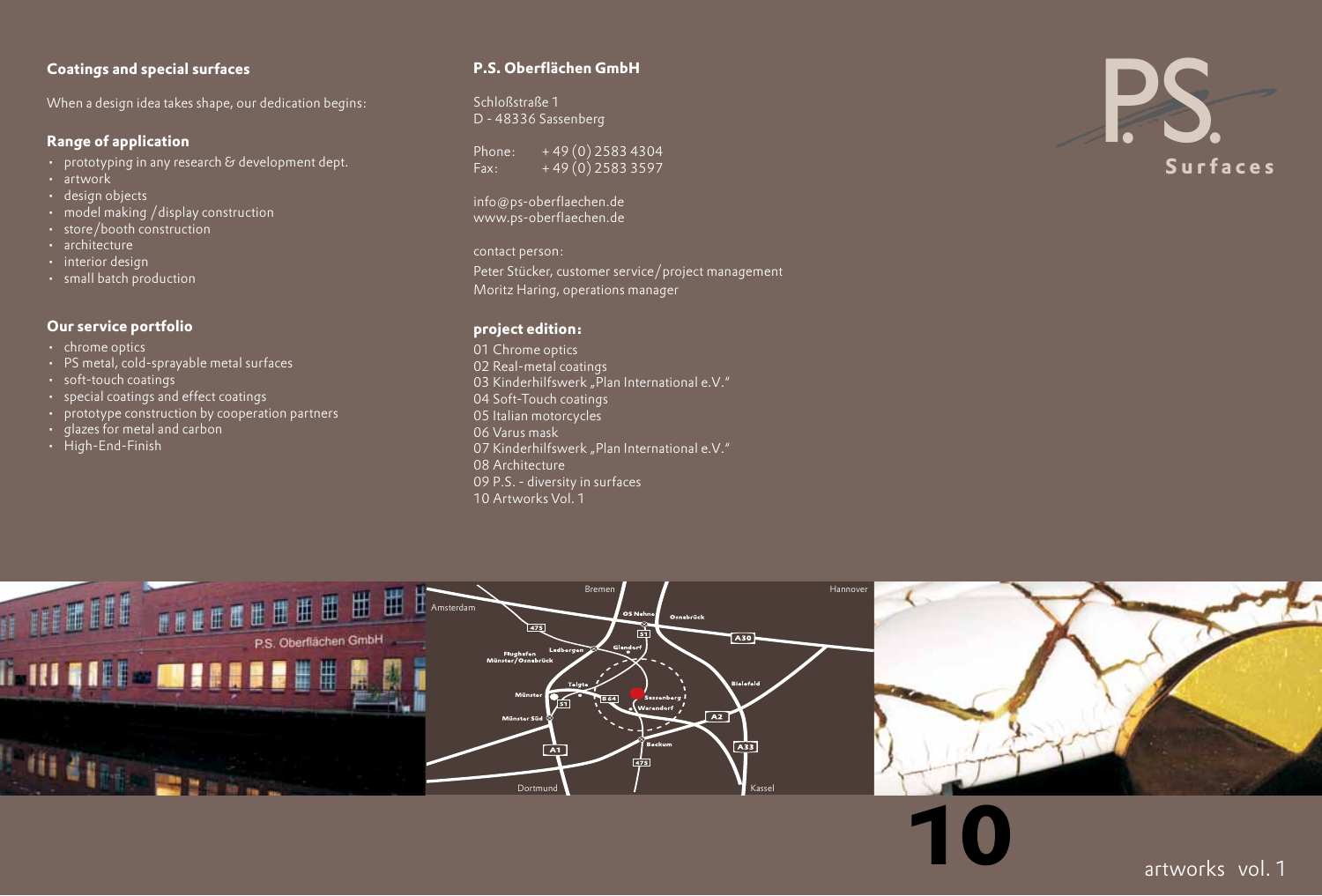## Coatings and special surfaces

When a design idea takes shape, our dedication begins:

### Range of application

- prototyping in any research & development dept.
- artwork
- design objects
- model making / display construction
- store/booth construction
- architecture
- interior design
- small batch production

### Our service portfolio

- chrome optics
- PS metal, cold-sprayable metal surfaces
- soft-touch coatings
- special coatings and effect coatings
- prototype construction by cooperation partners
- glazes for metal and carbon
- High-End-Finish

## P.S. Oberflächen GmbH

Schloßstraße 1
D - 48336 Sassenberg

Phone: + 49 (0) 2583 4304
Fax: + 49 (0) 2583 3597

info@ps-oberflaechen.de
www.ps-oberflaechen.de

contact person:
Peter Stücker, customer service/project management
Moritz Haring, operations manager

### project edition:

01 Chrome optics
02 Real-metal coatings
03 Kinderhilfswerk „Plan International e.V."
04 Soft-Touch coatings
05 Italian motorcycles
06 Varus mask
07 Kinderhilfswerk „Plan International e.V."
08 Architecture
09 P.S. - diversity in surfaces
10 Artworks Vol. 1

P.S. Surfaces

P.S. Oberflächen GmbH

Amsterdam
Bremen
Hannover
OS Nahne
Osnabrück
475
51
A30
Flughafen Münster/Osnabrück
Ladbergen
Glandorf
Telgte
Bielefeld
Münster
51
B64
Sassenberg
Warendorf
A2
Münster Süd
Beckum
A1
A33
475
Dortmund
Kassel

# 10

artworks vol. 1